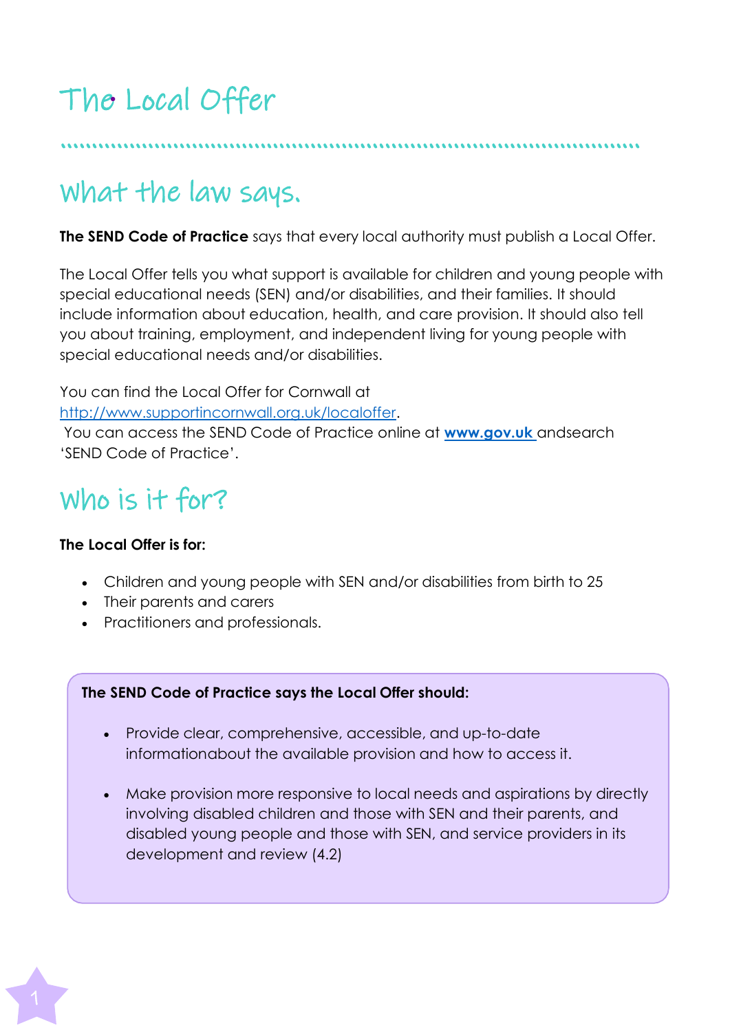# The Local Offer

## What the law says.

**The SEND Code of Practice** says that every local authority must publish a Local Offer.

The Local Offer tells you what support is available for children and young people with special educational needs (SEN) and/or disabilities, and their families. It should include information about education, health, and care provision. It should also tell you about training, employment, and independent living for young people with special educational needs and/or disabilities.

You can find the Local Offer for Cornwall at http://www.supportincornwall.org.uk/localoffer.
You can access the SEND Code of Practice online at **www.gov.uk** andsearch 'SEND Code of Practice'.

## Who is it for?

**The Local Offer is for:**

- Children and young people with SEN and/or disabilities from birth to 25
- Their parents and carers
- Practitioners and professionals.

**The SEND Code of Practice says the Local Offer should:**

- Provide clear, comprehensive, accessible, and up-to-date informationabout the available provision and how to access it.
- Make provision more responsive to local needs and aspirations by directly involving disabled children and those with SEN and their parents, and disabled young people and those with SEN, and service providers in its development and review (4.2)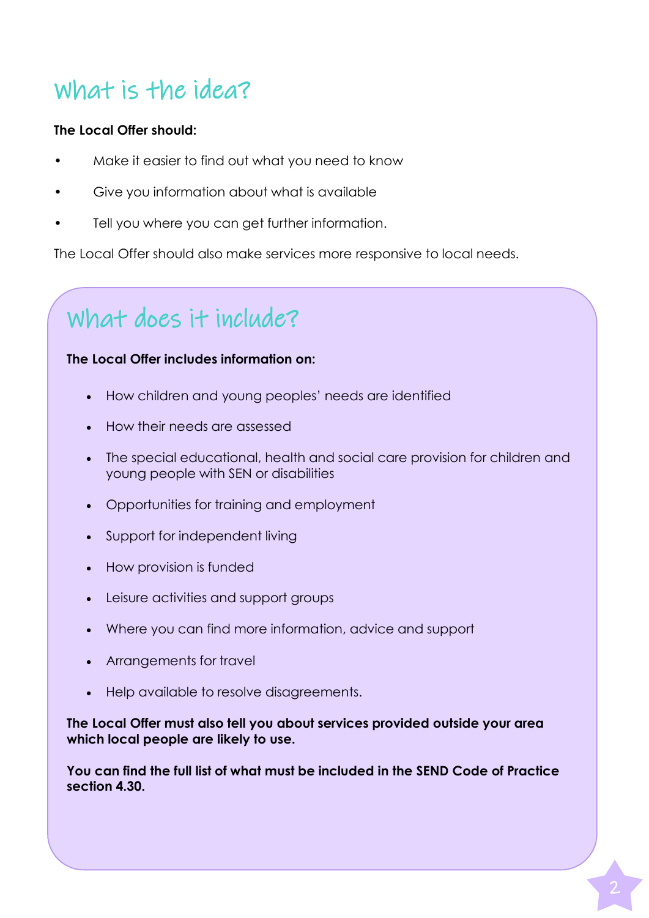## What is the idea?

**The Local Offer should:**

- Make it easier to find out what you need to know
- Give you information about what is available
- Tell you where you can get further information.

The Local Offer should also make services more responsive to local needs.

## What does it include?

**The Local Offer includes information on:**

- How children and young peoples' needs are identified
- How their needs are assessed
- The special educational, health and social care provision for children and young people with SEN or disabilities
- Opportunities for training and employment
- Support for independent living
- How provision is funded
- Leisure activities and support groups
- Where you can find more information, advice and support
- Arrangements for travel
- Help available to resolve disagreements.

**The Local Offer must also tell you about services provided outside your area which local people are likely to use.**

**You can find the full list of what must be included in the SEND Code of Practice section 4.30.**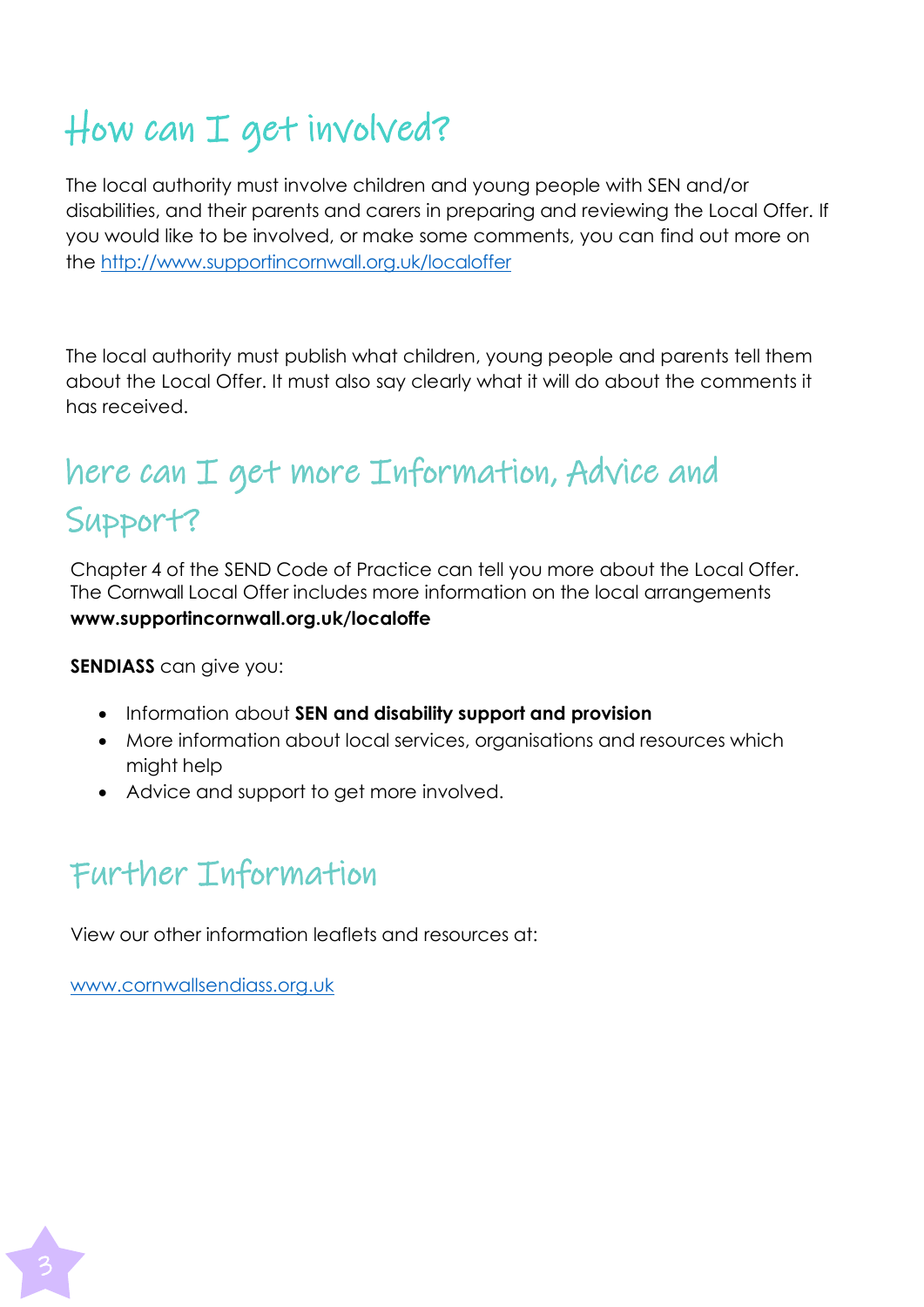## How can I get involved?

The local authority must involve children and young people with SEN and/or disabilities, and their parents and carers in preparing and reviewing the Local Offer. If you would like to be involved, or make some comments, you can find out more on the http://www.supportincornwall.org.uk/localoffer

The local authority must publish what children, young people and parents tell them about the Local Offer. It must also say clearly what it will do about the comments it has received.

## here can I get more Information, Advice and Support?

Chapter 4 of the SEND Code of Practice can tell you more about the Local Offer. The Cornwall Local Offer includes more information on the local arrangements **www.supportincornwall.org.uk/localoffe**

**SENDIASS** can give you:

- Information about **SEN and disability support and provision**
- More information about local services, organisations and resources which might help
- Advice and support to get more involved.

## Further Information

View our other information leaflets and resources at:

www.cornwallsendiass.org.uk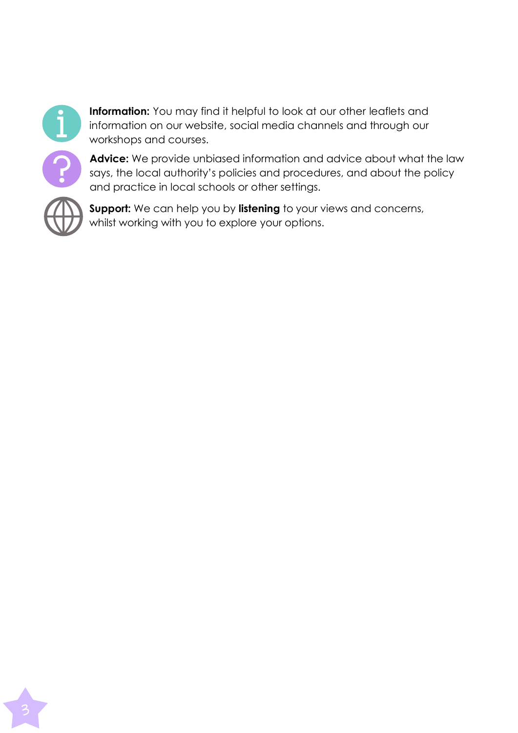**Information:** You may find it helpful to look at our other leaflets and information on our website, social media channels and through our workshops and courses.

**Advice:** We provide unbiased information and advice about what the law says, the local authority's policies and procedures, and about the policy and practice in local schools or other settings.

**Support:** We can help you by **listening** to your views and concerns, whilst working with you to explore your options.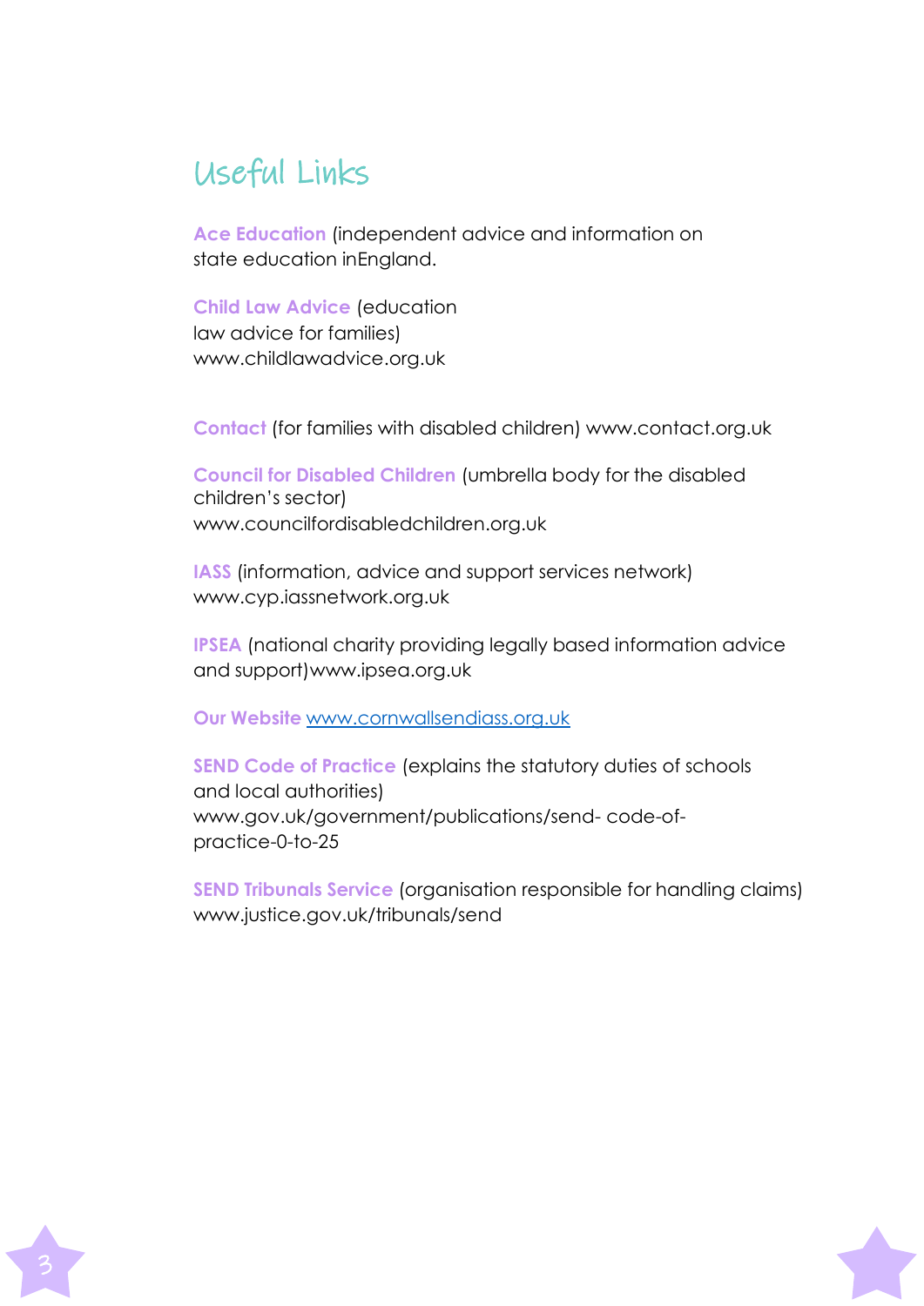# Useful Links

**Ace Education** (independent advice and information on state education inEngland.

**Child Law Advice** (education law advice for families) www.childlawadvice.org.uk

**Contact** (for families with disabled children) www.contact.org.uk

**Council for Disabled Children** (umbrella body for the disabled children's sector) www.councilfordisabledchildren.org.uk

**IASS** (information, advice and support services network) www.cyp.iassnetwork.org.uk

**IPSEA** (national charity providing legally based information advice and support)www.ipsea.org.uk

**Our Website** www.cornwallsendiass.org.uk

**SEND Code of Practice** (explains the statutory duties of schools and local authorities) www.gov.uk/government/publications/send- code-of-practice-0-to-25

**SEND Tribunals Service** (organisation responsible for handling claims) www.justice.gov.uk/tribunals/send